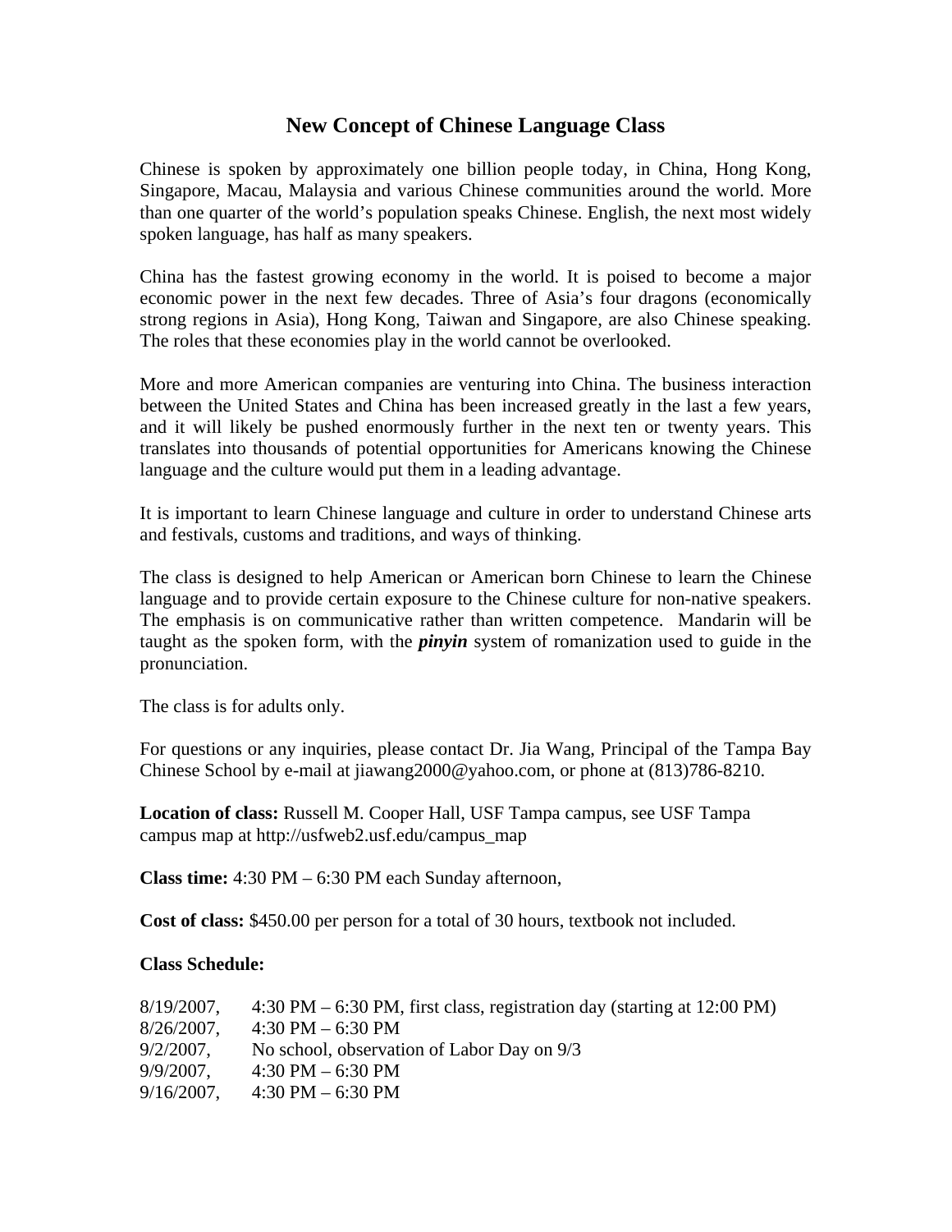# New Concept of Chinese Language Class

Chinese is spoken by approximately one billion people today, in China, Hong Kong, Singapore, Macau, Malaysia and various Chinese communities around the world. More than one quarter of the world's population speaks Chinese. English, the next most widely spoken language, has half as many speakers.

China has the fastest growing economy in the world. It is poised to become a major economic power in the next few decades. Three of Asia's four dragons (economically strong regions in Asia), Hong Kong, Taiwan and Singapore, are also Chinese speaking. The roles that these economies play in the world cannot be overlooked.

More and more American companies are venturing into China. The business interaction between the United States and China has been increased greatly in the last a few years, and it will likely be pushed enormously further in the next ten or twenty years. This translates into thousands of potential opportunities for Americans knowing the Chinese language and the culture would put them in a leading advantage.

It is important to learn Chinese language and culture in order to understand Chinese arts and festivals, customs and traditions, and ways of thinking.

The class is designed to help American or American born Chinese to learn the Chinese language and to provide certain exposure to the Chinese culture for non-native speakers. The emphasis is on communicative rather than written competence. Mandarin will be taught as the spoken form, with the ***pinyin*** system of romanization used to guide in the pronunciation.

The class is for adults only.

For questions or any inquiries, please contact Dr. Jia Wang, Principal of the Tampa Bay Chinese School by e-mail at jiawang2000@yahoo.com, or phone at (813)786-8210.

**Location of class:** Russell M. Cooper Hall, USF Tampa campus, see USF Tampa campus map at http://usfweb2.usf.edu/campus_map

**Class time:** 4:30 PM – 6:30 PM each Sunday afternoon,

**Cost of class:** $450.00 per person for a total of 30 hours, textbook not included.

**Class Schedule:**

8/19/2007, 4:30 PM – 6:30 PM, first class, registration day (starting at 12:00 PM)
8/26/2007, 4:30 PM – 6:30 PM
9/2/2007, No school, observation of Labor Day on 9/3
9/9/2007, 4:30 PM – 6:30 PM
9/16/2007, 4:30 PM – 6:30 PM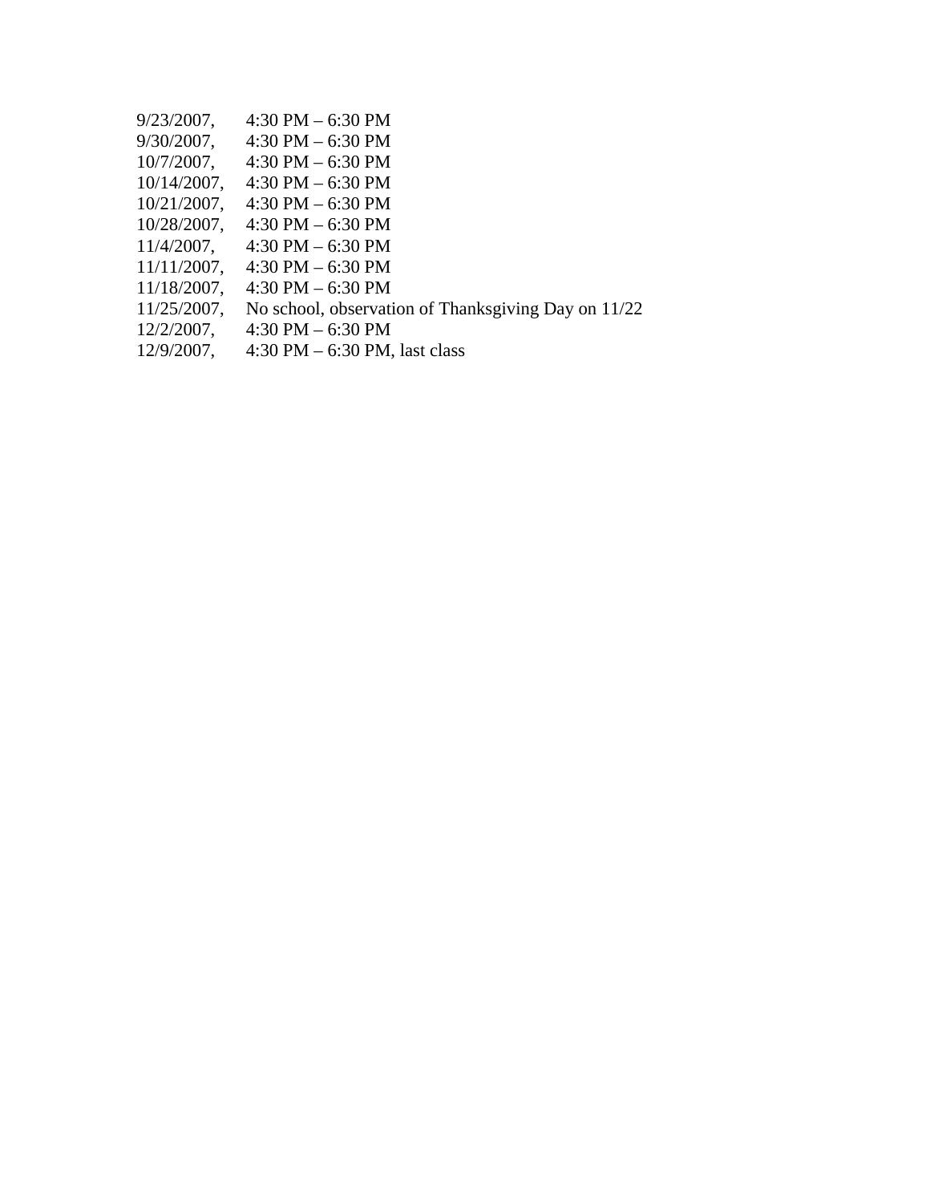9/23/2007, 4:30 PM – 6:30 PM
9/30/2007, 4:30 PM – 6:30 PM
10/7/2007, 4:30 PM – 6:30 PM
10/14/2007, 4:30 PM – 6:30 PM
10/21/2007, 4:30 PM – 6:30 PM
10/28/2007, 4:30 PM – 6:30 PM
11/4/2007, 4:30 PM – 6:30 PM
11/11/2007, 4:30 PM – 6:30 PM
11/18/2007, 4:30 PM – 6:30 PM
11/25/2007, No school, observation of Thanksgiving Day on 11/22
12/2/2007, 4:30 PM – 6:30 PM
12/9/2007, 4:30 PM – 6:30 PM, last class